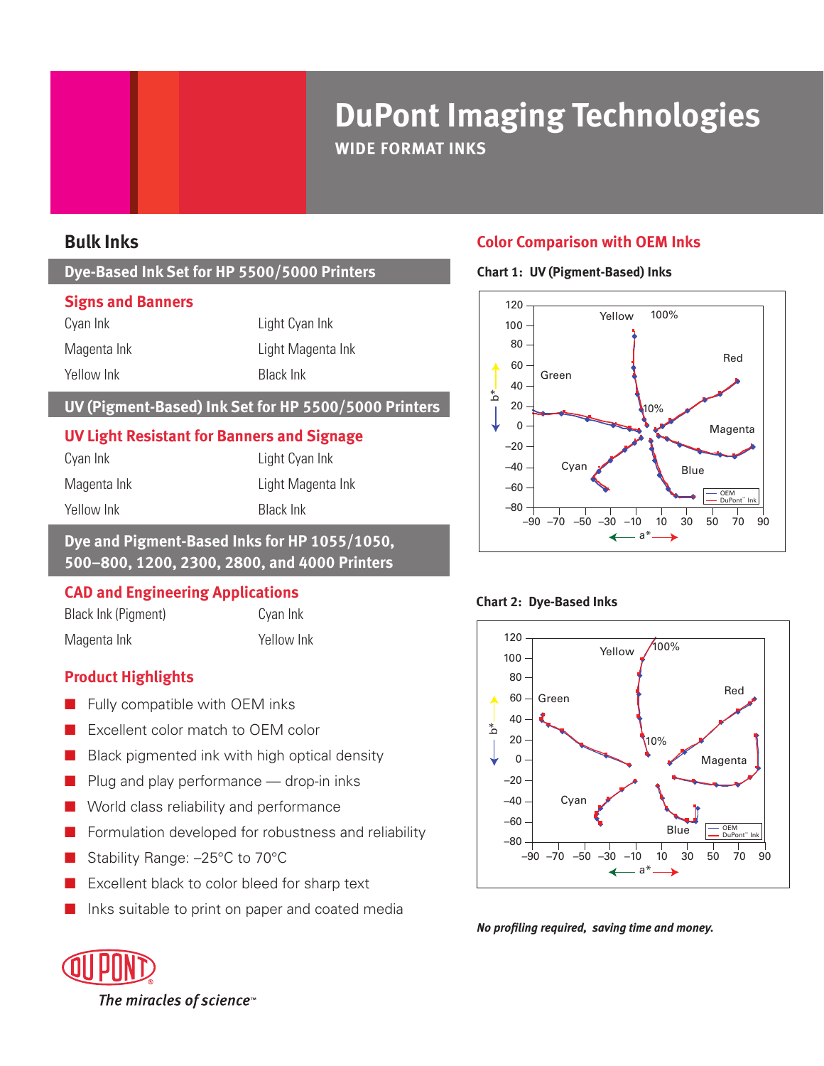# DuPont Imaging Technologies

**WIDE FORMAT INKS**

## Bulk Inks

### Dye-Based Ink Set for HP 5500/5000 Printers

#### Signs and Banners

| | |
|---|---|
| Cyan Ink | Light Cyan Ink |
| Magenta Ink | Light Magenta Ink |
| Yellow Ink | Black Ink |

### UV (Pigment-Based) Ink Set for HP 5500/5000 Printers

#### UV Light Resistant for Banners and Signage

| | |
|---|---|
| Cyan Ink | Light Cyan Ink |
| Magenta Ink | Light Magenta Ink |
| Yellow Ink | Black Ink |

### Dye and Pigment-Based Inks for HP 1055/1050, 500–800, 1200, 2300, 2800, and 4000 Printers

#### CAD and Engineering Applications

| | |
|---|---|
| Black Ink (Pigment) | Cyan Ink |
| Magenta Ink | Yellow Ink |

### Product Highlights

- Fully compatible with OEM inks
- Excellent color match to OEM color
- Black pigmented ink with high optical density
- Plug and play performance — drop-in inks
- World class reliability and performance
- Formulation developed for robustness and reliability
- Stability Range: –25°C to 70°C
- Excellent black to color bleed for sharp text
- Inks suitable to print on paper and coated media

## Color Comparison with OEM Inks

**Chart 1: UV (Pigment-Based) Inks**

**Chart 2: Dye-Based Inks**

***No profiling required, saving time and money.***

DUPONT

*The miracles of science™*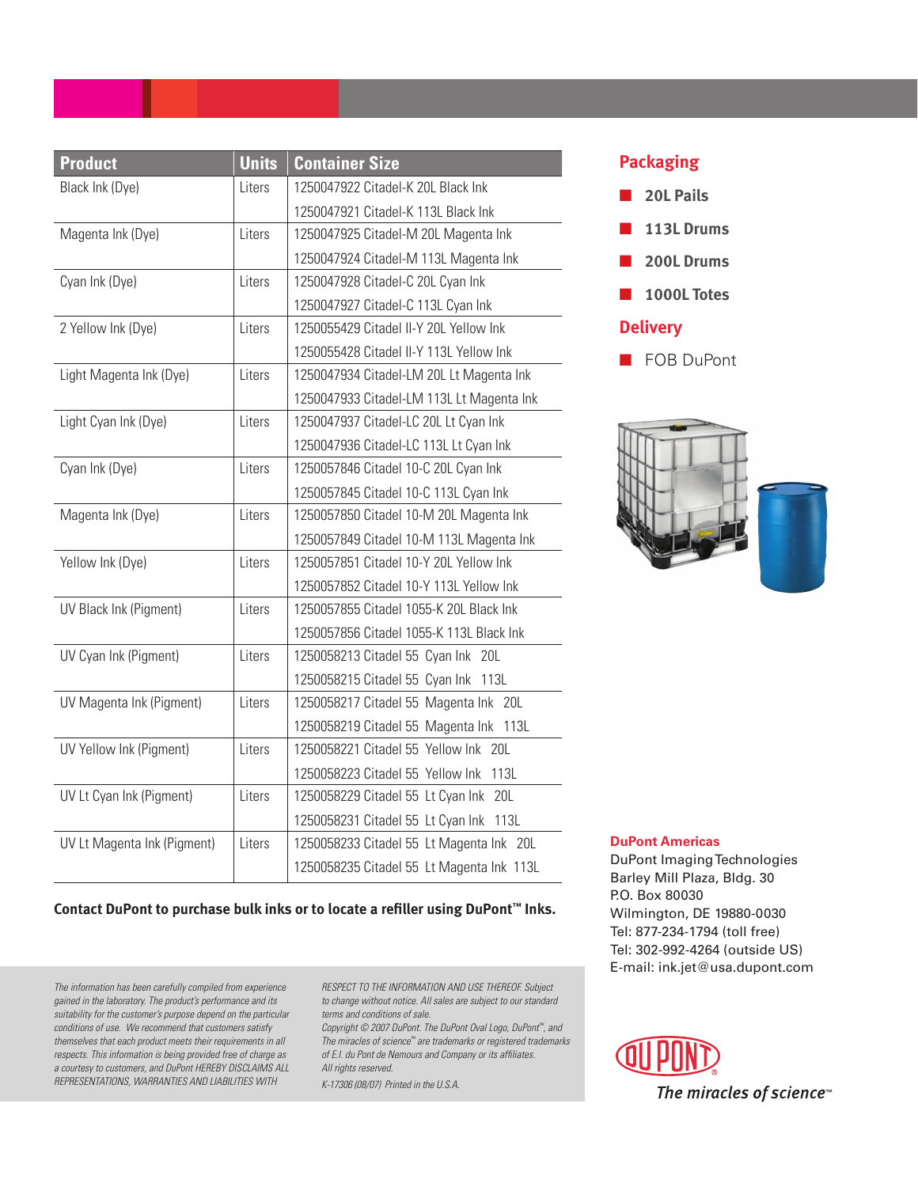| Product | Units | Container Size |
|---|---|---|
| Black Ink (Dye) | Liters | 1250047922 Citadel-K 20L Black Ink |
| | | 1250047921 Citadel-K 113L Black Ink |
| Magenta Ink (Dye) | Liters | 1250047925 Citadel-M 20L Magenta Ink |
| | | 1250047924 Citadel-M 113L Magenta Ink |
| Cyan Ink (Dye) | Liters | 1250047928 Citadel-C 20L Cyan Ink |
| | | 1250047927 Citadel-C 113L Cyan Ink |
| 2 Yellow Ink (Dye) | Liters | 1250055429 Citadel II-Y 20L Yellow Ink |
| | | 1250055428 Citadel II-Y 113L Yellow Ink |
| Light Magenta Ink (Dye) | Liters | 1250047934 Citadel-LM 20L Lt Magenta Ink |
| | | 1250047933 Citadel-LM 113L Lt Magenta Ink |
| Light Cyan Ink (Dye) | Liters | 1250047937 Citadel-LC 20L Lt Cyan Ink |
| | | 1250047936 Citadel-LC 113L Lt Cyan Ink |
| Cyan Ink (Dye) | Liters | 1250057846 Citadel 10-C 20L Cyan Ink |
| | | 1250057845 Citadel 10-C 113L Cyan Ink |
| Magenta Ink (Dye) | Liters | 1250057850 Citadel 10-M 20L Magenta Ink |
| | | 1250057849 Citadel 10-M 113L Magenta Ink |
| Yellow Ink (Dye) | Liters | 1250057851 Citadel 10-Y 20L Yellow Ink |
| | | 1250057852 Citadel 10-Y 113L Yellow Ink |
| UV Black Ink (Pigment) | Liters | 1250057855 Citadel 1055-K 20L Black Ink |
| | | 1250057856 Citadel 1055-K 113L Black Ink |
| UV Cyan Ink (Pigment) | Liters | 1250058213 Citadel 55 Cyan Ink 20L |
| | | 1250058215 Citadel 55 Cyan Ink 113L |
| UV Magenta Ink (Pigment) | Liters | 1250058217 Citadel 55 Magenta Ink 20L |
| | | 1250058219 Citadel 55 Magenta Ink 113L |
| UV Yellow Ink (Pigment) | Liters | 1250058221 Citadel 55 Yellow Ink 20L |
| | | 1250058223 Citadel 55 Yellow Ink 113L |
| UV Lt Cyan Ink (Pigment) | Liters | 1250058229 Citadel 55 Lt Cyan Ink 20L |
| | | 1250058231 Citadel 55 Lt Cyan Ink 113L |
| UV Lt Magenta Ink (Pigment) | Liters | 1250058233 Citadel 55 Lt Magenta Ink 20L |
| | | 1250058235 Citadel 55 Lt Magenta Ink 113L |

**Contact DuPont to purchase bulk inks or to locate a refiller using DuPont™ Inks.**

## Packaging

- **20L Pails**
- **113L Drums**
- **200L Drums**
- **1000L Totes**

## Delivery

- FOB DuPont

**DuPont Americas**
DuPont Imaging Technologies
Barley Mill Plaza, Bldg. 30
P.O. Box 80030
Wilmington, DE 19880-0030
Tel: 877-234-1794 (toll free)
Tel: 302-992-4264 (outside US)
E-mail: ink.jet@usa.dupont.com

*The information has been carefully compiled from experience gained in the laboratory. The product's performance and its suitability for the customer's purpose depend on the particular conditions of use. We recommend that customers satisfy themselves that each product meets their requirements in all respects. This information is being provided free of charge as a courtesy to customers, and DuPont HEREBY DISCLAIMS ALL REPRESENTATIONS, WARRANTIES AND LIABILITIES WITH RESPECT TO THE INFORMATION AND USE THEREOF. Subject to change without notice. All sales are subject to our standard terms and conditions of sale.*

*Copyright © 2007 DuPont. The DuPont Oval Logo, DuPont™, and The miracles of science™ are trademarks or registered trademarks of E.I. du Pont de Nemours and Company or its affiliates. All rights reserved.*

*K-17306 (08/07) Printed in the U.S.A.*

DUPONT
*The miracles of science™*